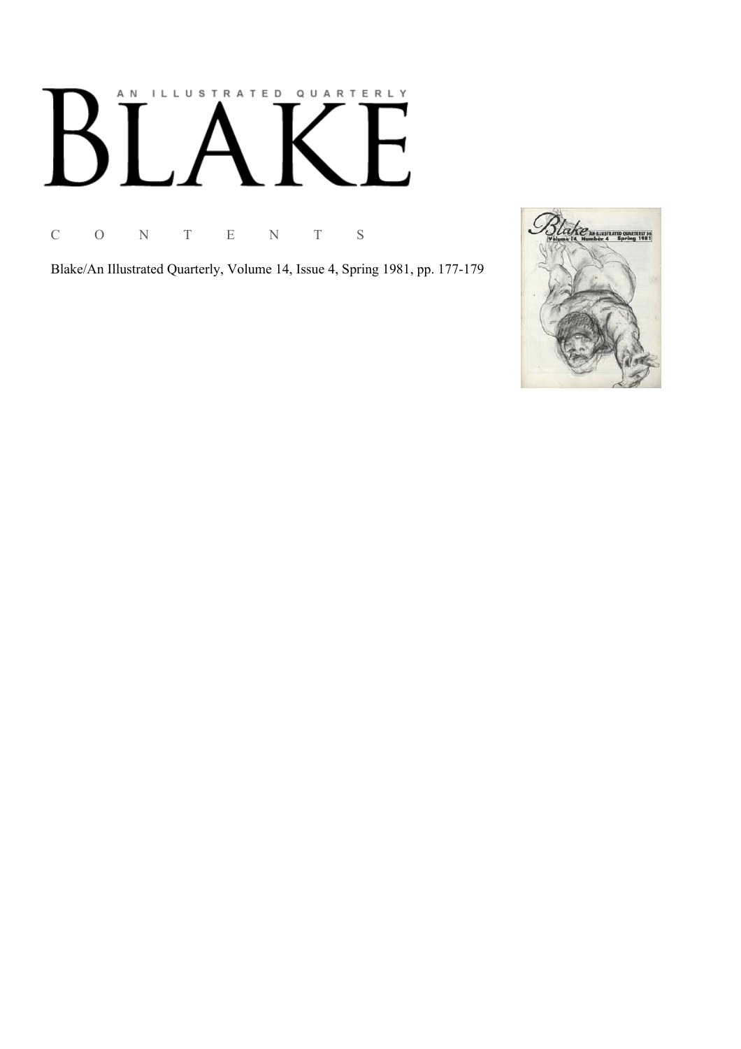# AN ILLUSTRATED QUARTERLY BLAKE

C O N T E N T S

Blake/An Illustrated Quarterly, Volume 14, Issue 4, Spring 1981, pp. 177-179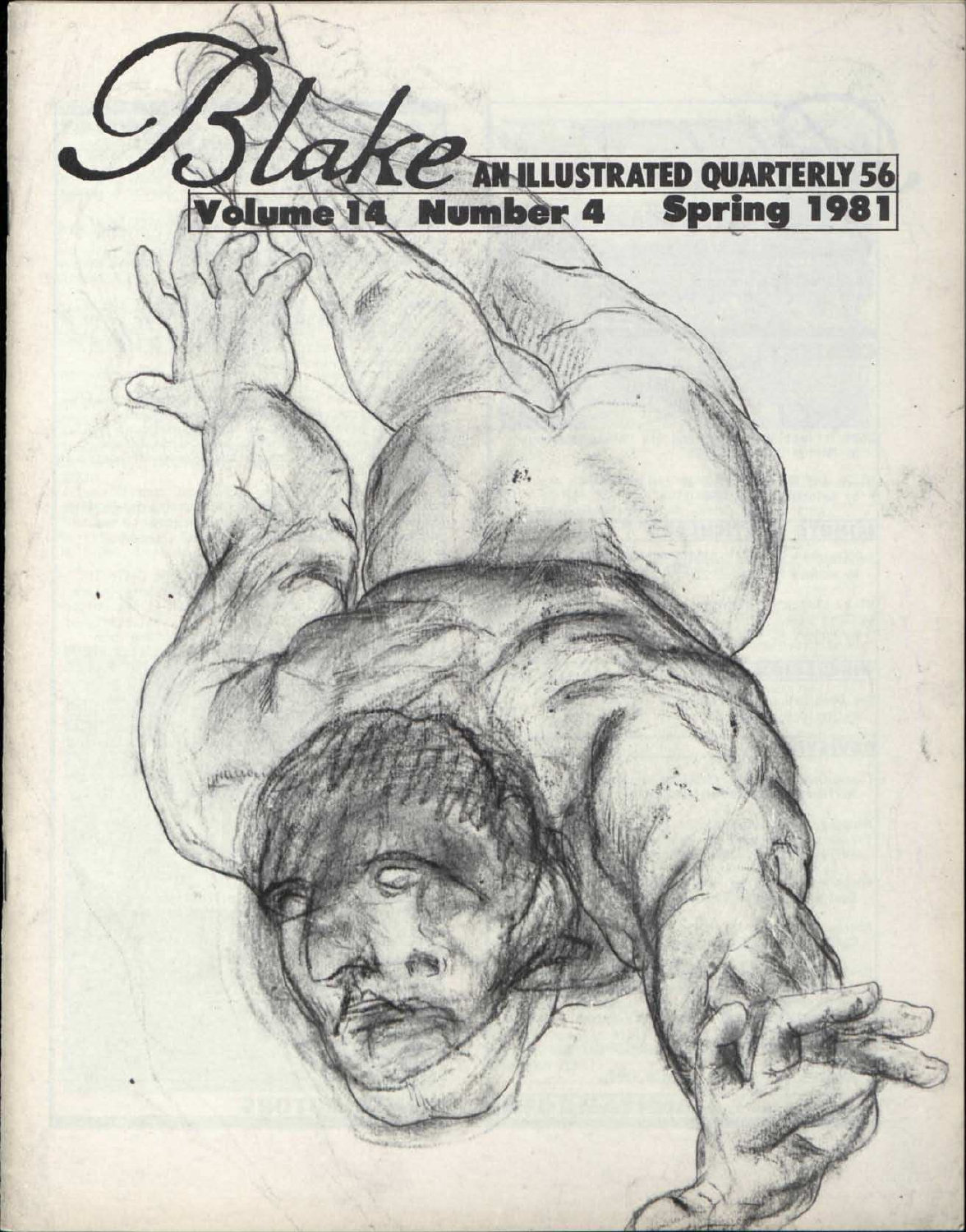# Blake

AN ILLUSTRATED QUARTERLY 56

Volume 14 Number 4 Spring 1981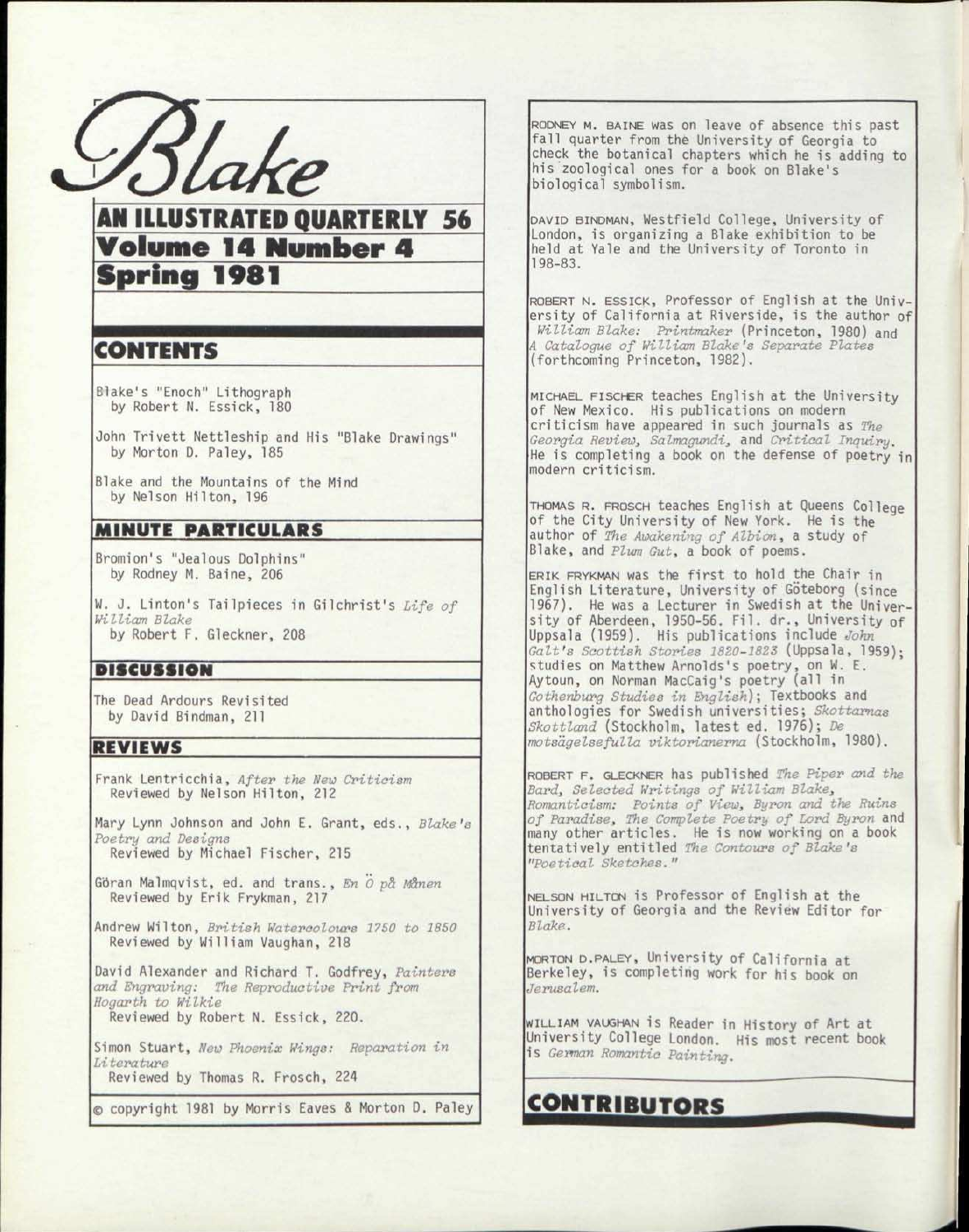# Blake

## AN ILLUSTRATED QUARTERLY 56

## Volume 14 Number 4

## Spring 1981

## CONTENTS

Blake's "Enoch" Lithograph
by Robert N. Essick, 180

John Trivett Nettleship and His "Blake Drawings"
by Morton D. Paley, 185

Blake and the Mountains of the Mind
by Nelson Hilton, 196

## MINUTE PARTICULARS

Bromion's "Jealous Dolphins"
by Rodney M. Baine, 206

W. J. Linton's Tailpieces in Gilchrist's *Life of William Blake*
by Robert F. Gleckner, 208

## DISCUSSION

The Dead Ardours Revisited
by David Bindman, 211

## REVIEWS

Frank Lentricchia, *After the New Criticism*
Reviewed by Nelson Hilton, 212

Mary Lynn Johnson and John E. Grant, eds., *Blake's Poetry and Designs*
Reviewed by Michael Fischer, 215

Göran Malmqvist, ed. and trans., *En Ö på Månen*
Reviewed by Erik Frykman, 217

Andrew Wilton, *British Watercolours 1750 to 1850*
Reviewed by William Vaughan, 218

David Alexander and Richard T. Godfrey, *Painters and Engraving: The Reproductive Print from Hogarth to Wilkie*
Reviewed by Robert N. Essick, 220.

Simon Stuart, *New Phoenix Wings: Reparation in Literature*
Reviewed by Thomas R. Frosch, 224

© copyright 1981 by Morris Eaves & Morton D. Paley

RODNEY M. BAINE was on leave of absence this past fall quarter from the University of Georgia to check the botanical chapters which he is adding to his zoological ones for a book on Blake's biological symbolism.

DAVID BINDMAN, Westfield College, University of London, is organizing a Blake exhibition to be held at Yale and the University of Toronto in 198-83.

ROBERT N. ESSICK, Professor of English at the University of California at Riverside, is the author of *William Blake: Printmaker* (Princeton, 1980) and *A Catalogue of William Blake's Separate Plates* (forthcoming Princeton, 1982).

MICHAEL FISCHER teaches English at the University of New Mexico. His publications on modern criticism have appeared in such journals as *The Georgia Review*, *Salmagundi*, and *Critical Inquiry*. He is completing a book on the defense of poetry in modern criticism.

THOMAS R. FROSCH teaches English at Queens College of the City University of New York. He is the author of *The Awakening of Albion*, a study of Blake, and *Plum Gut*, a book of poems.

ERIK FRYKMAN was the first to hold the Chair in English Literature, University of Göteborg (since 1967). He was a Lecturer in Swedish at the University of Aberdeen, 1950-56. Fil. dr., University of Uppsala (1959). His publications include *John Galt's Scottish Stories 1820-1823* (Uppsala, 1959); studies on Matthew Arnolds's poetry, on W. E. Aytoun, on Norman MacCaig's poetry (all in *Gothenburg Studies in English*); Textbooks and anthologies for Swedish universities; *Skottarnas Skottland* (Stockholm, latest ed. 1976); *De motsägelsefulla viktorianerna* (Stockholm, 1980).

ROBERT F. GLECKNER has published *The Piper and the Bard*, *Selected Writings of William Blake*, *Romanticism: Points of View*, *Byron and the Ruins of Paradise*, *The Complete Poetry of Lord Byron* and many other articles. He is now working on a book tentatively entitled *The Contours of Blake's "Poetical Sketches."*

NELSON HILTON is Professor of English at the University of Georgia and the Review Editor for *Blake*.

MORTON D. PALEY, University of California at Berkeley, is completing work for his book on *Jerusalem*.

WILLIAM VAUGHAN is Reader in History of Art at University College London. His most recent book is *German Romantic Painting*.

## CONTRIBUTORS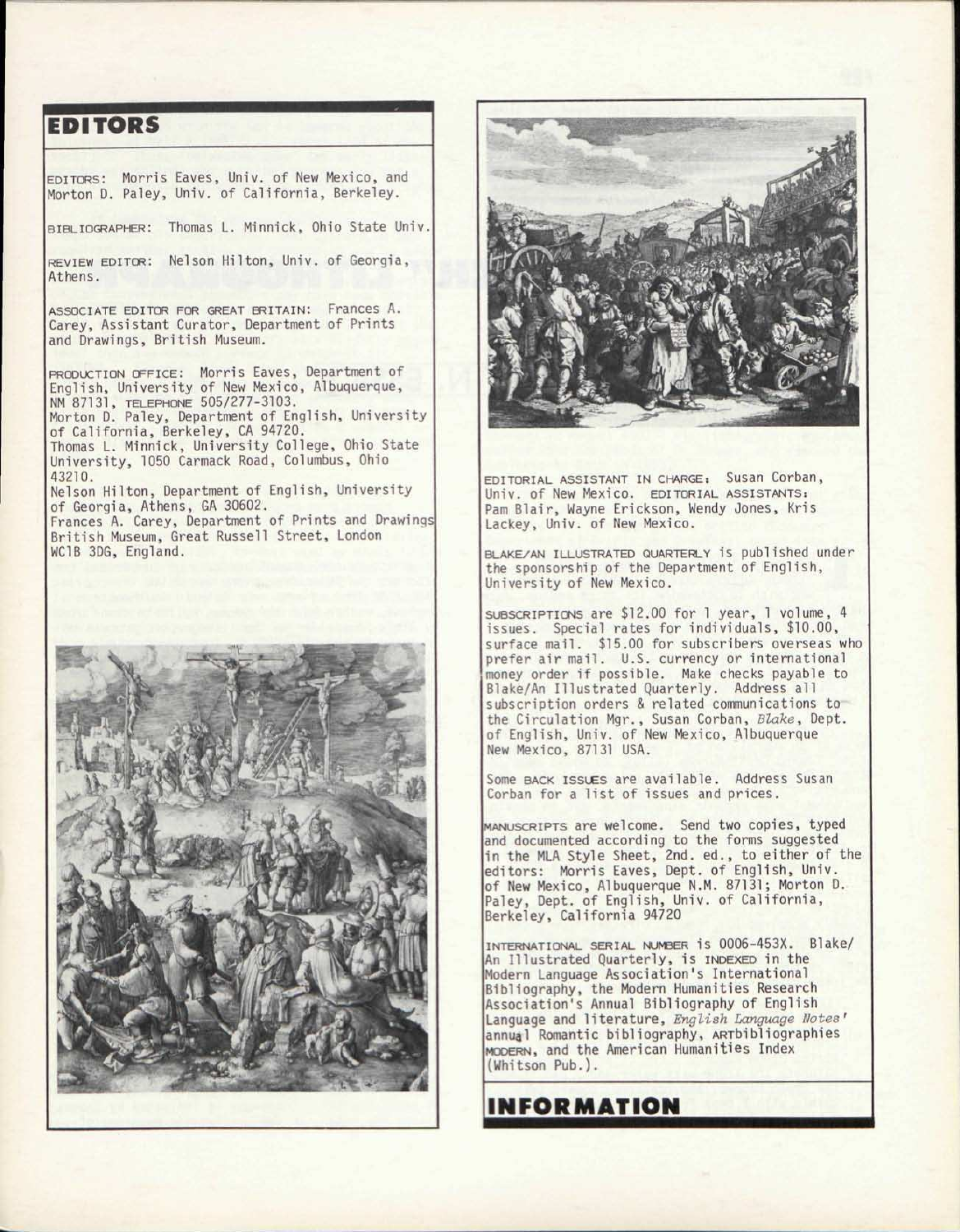# EDITORS

EDITORS: Morris Eaves, Univ. of New Mexico, and Morton D. Paley, Univ. of California, Berkeley.

BIBLIOGRAPHER: Thomas L. Minnick, Ohio State Univ.

REVIEW EDITOR: Nelson Hilton, Univ. of Georgia, Athens.

ASSOCIATE EDITOR FOR GREAT BRITAIN: Frances A. Carey, Assistant Curator, Department of Prints and Drawings, British Museum.

PRODUCTION OFFICE: Morris Eaves, Department of English, University of New Mexico, Albuquerque, NM 87131, TELEPHONE 505/277-3103.
Morton D. Paley, Department of English, University of California, Berkeley, CA 94720.
Thomas L. Minnick, University College, Ohio State University, 1050 Carmack Road, Columbus, Ohio 43210.
Nelson Hilton, Department of English, University of Georgia, Athens, GA 30602.
Frances A. Carey, Department of Prints and Drawings British Museum, Great Russell Street, London WC1B 3DG, England.

EDITORIAL ASSISTANT IN CHARGE: Susan Corban, Univ. of New Mexico. EDITORIAL ASSISTANTS: Pam Blair, Wayne Erickson, Wendy Jones, Kris Lackey, Univ. of New Mexico.

BLAKE/AN ILLUSTRATED QUARTERLY is published under the sponsorship of the Department of English, University of New Mexico.

SUBSCRIPTIONS are $12.00 for 1 year, 1 volume, 4 issues. Special rates for individuals, $10.00, surface mail. $15.00 for subscribers overseas who prefer air mail. U.S. currency or international money order if possible. Make checks payable to Blake/An Illustrated Quarterly. Address all subscription orders & related communications to the Circulation Mgr., Susan Corban, *Blake*, Dept. of English, Univ. of New Mexico, Albuquerque New Mexico, 87131 USA.

Some BACK ISSUES are available. Address Susan Corban for a list of issues and prices.

MANUSCRIPTS are welcome. Send two copies, typed and documented according to the forms suggested in the MLA Style Sheet, 2nd. ed., to either of the editors: Morris Eaves, Dept. of English, Univ. of New Mexico, Albuquerque N.M. 87131; Morton D. Paley, Dept. of English, Univ. of California, Berkeley, California 94720

INTERNATIONAL SERIAL NUMBER is 0006-453X. Blake/An Illustrated Quarterly, is INDEXED in the Modern Language Association's International Bibliography, the Modern Humanities Research Association's Annual Bibliography of English Language and literature, *English Language Notes'* annual Romantic bibliography, ARTbibliographies MODERN, and the American Humanities Index (Whitson Pub.).

# INFORMATION